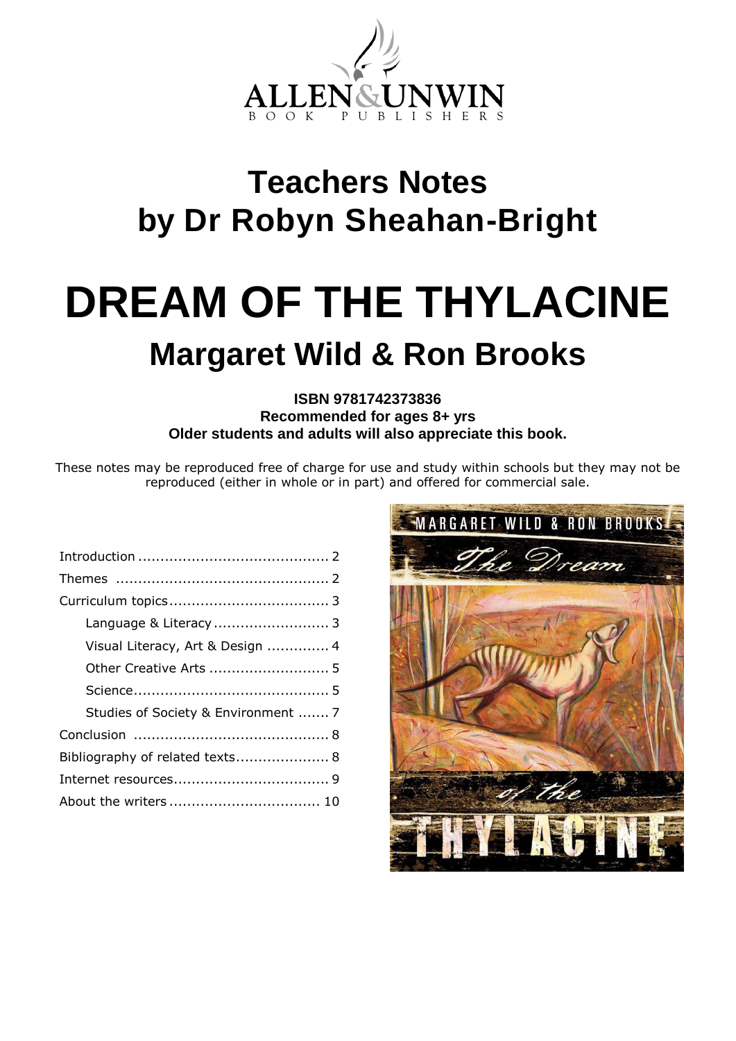ALLEN&UNWIN
BOOK PUBLISHERS

# Teachers Notes by Dr Robyn Sheahan-Bright

# DREAM OF THE THYLACINE

## Margaret Wild & Ron Brooks

**ISBN 9781742373836**
**Recommended for ages 8+ yrs**
**Older students and adults will also appreciate this book.**

These notes may be reproduced free of charge for use and study within schools but they may not be reproduced (either in whole or in part) and offered for commercial sale.

| | |
|---|---|
| Introduction | 2 |
| Themes | 2 |
| Curriculum topics | 3 |
| Language & Literacy | 3 |
| Visual Literacy, Art & Design | 4 |
| Other Creative Arts | 5 |
| Science | 5 |
| Studies of Society & Environment | 7 |
| Conclusion | 8 |
| Bibliography of related texts | 8 |
| Internet resources | 9 |
| About the writers | 10 |

MARGARET WILD & RON BROOKS
The Dream of the THYLACINE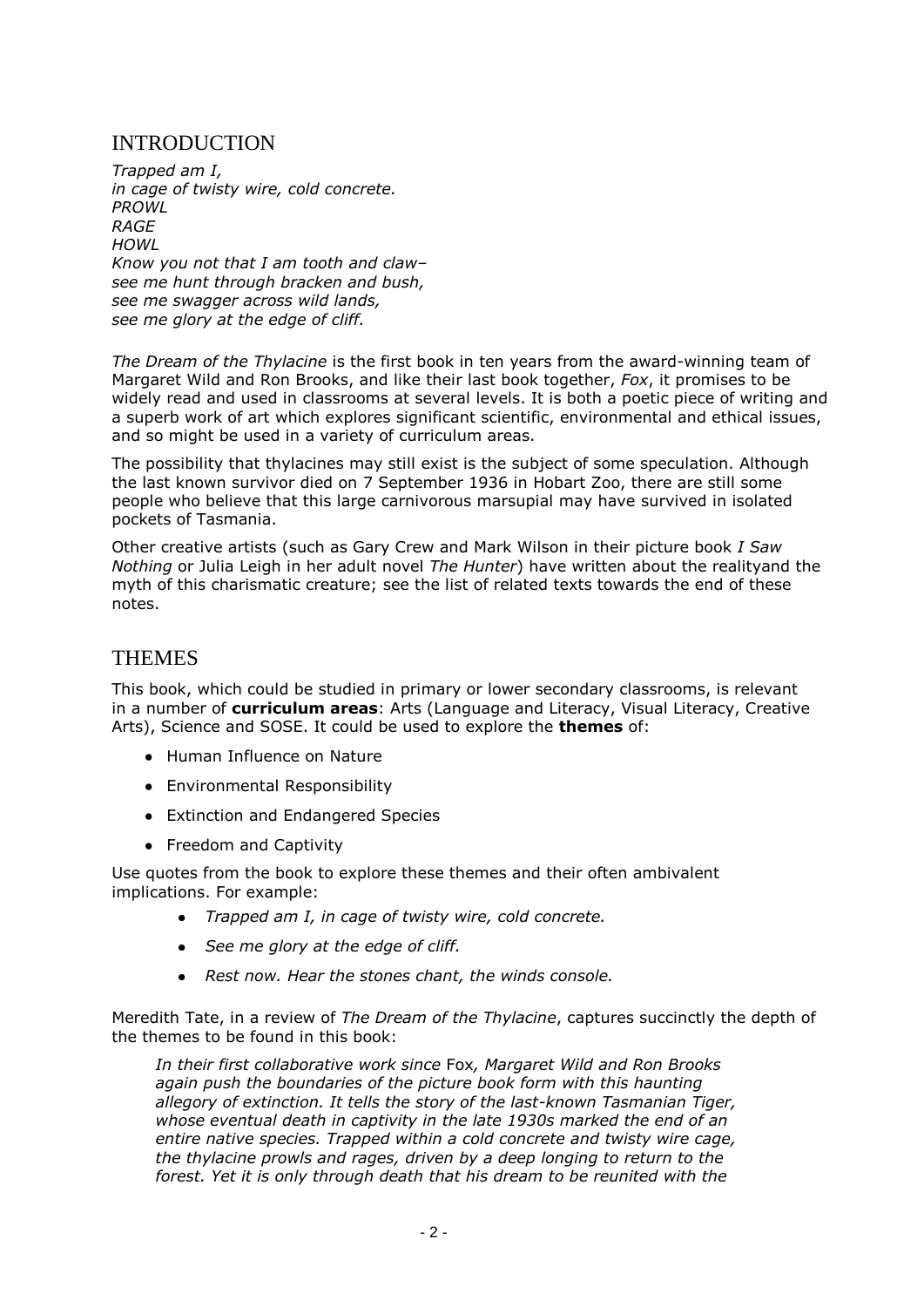## INTRODUCTION

*Trapped am I,*
*in cage of twisty wire, cold concrete.*
*PROWL*
*RAGE*
*HOWL*
*Know you not that I am tooth and claw–*
*see me hunt through bracken and bush,*
*see me swagger across wild lands,*
*see me glory at the edge of cliff.*

*The Dream of the Thylacine* is the first book in ten years from the award-winning team of Margaret Wild and Ron Brooks, and like their last book together, *Fox*, it promises to be widely read and used in classrooms at several levels. It is both a poetic piece of writing and a superb work of art which explores significant scientific, environmental and ethical issues, and so might be used in a variety of curriculum areas.

The possibility that thylacines may still exist is the subject of some speculation. Although the last known survivor died on 7 September 1936 in Hobart Zoo, there are still some people who believe that this large carnivorous marsupial may have survived in isolated pockets of Tasmania.

Other creative artists (such as Gary Crew and Mark Wilson in their picture book *I Saw Nothing* or Julia Leigh in her adult novel *The Hunter*) have written about the realityand the myth of this charismatic creature; see the list of related texts towards the end of these notes.

## THEMES

This book, which could be studied in primary or lower secondary classrooms, is relevant in a number of **curriculum areas**: Arts (Language and Literacy, Visual Literacy, Creative Arts), Science and SOSE. It could be used to explore the **themes** of:

- Human Influence on Nature
- Environmental Responsibility
- Extinction and Endangered Species
- Freedom and Captivity

Use quotes from the book to explore these themes and their often ambivalent implications. For example:

- *Trapped am I, in cage of twisty wire, cold concrete.*
- *See me glory at the edge of cliff.*
- *Rest now. Hear the stones chant, the winds console.*

Meredith Tate, in a review of *The Dream of the Thylacine*, captures succinctly the depth of the themes to be found in this book:

> *In their first collaborative work since* Fox*, Margaret Wild and Ron Brooks again push the boundaries of the picture book form with this haunting allegory of extinction. It tells the story of the last-known Tasmanian Tiger, whose eventual death in captivity in the late 1930s marked the end of an entire native species. Trapped within a cold concrete and twisty wire cage, the thylacine prowls and rages, driven by a deep longing to return to the forest. Yet it is only through death that his dream to be reunited with the*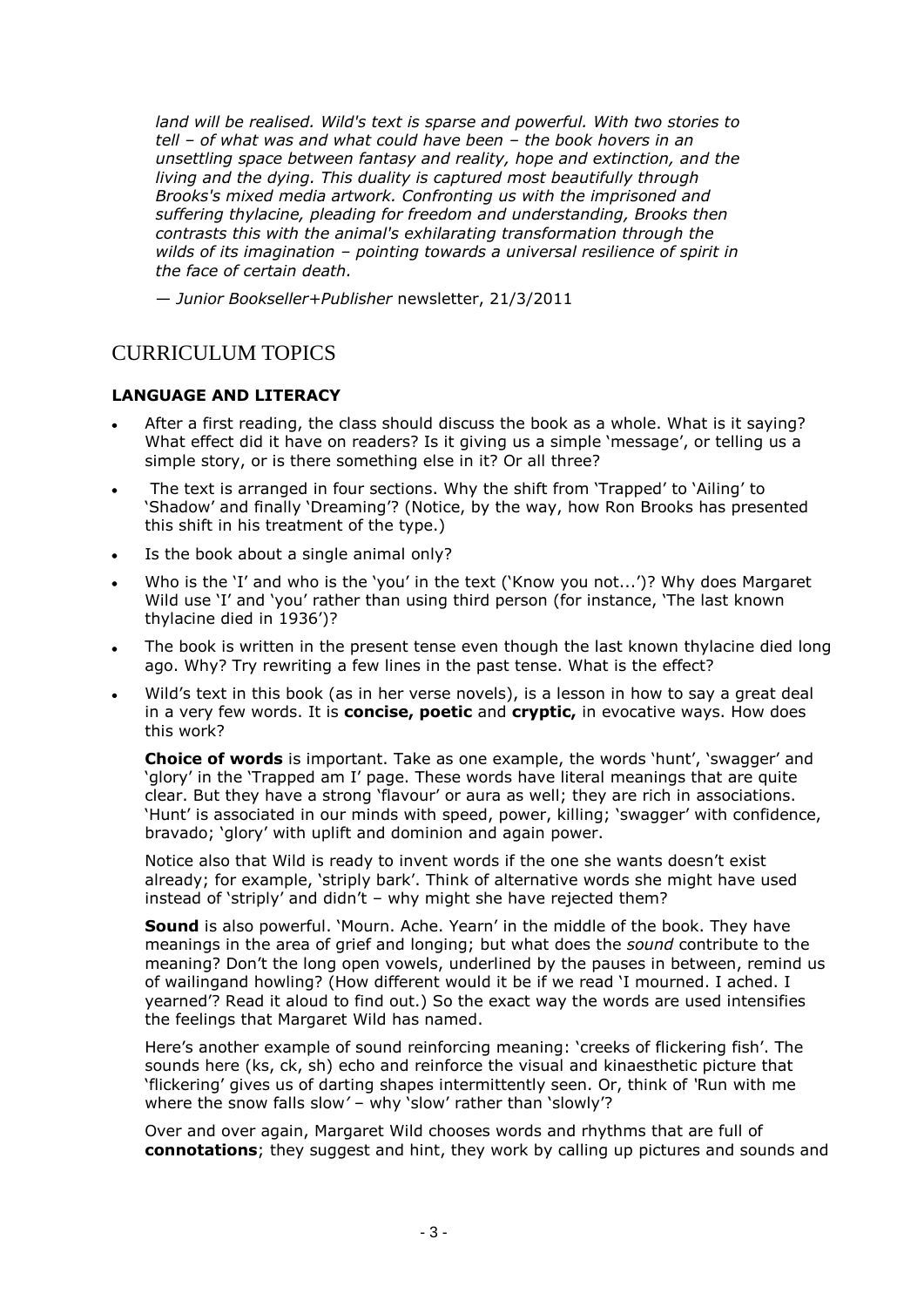*land will be realised. Wild's text is sparse and powerful. With two stories to tell – of what was and what could have been – the book hovers in an unsettling space between fantasy and reality, hope and extinction, and the living and the dying. This duality is captured most beautifully through Brooks's mixed media artwork. Confronting us with the imprisoned and suffering thylacine, pleading for freedom and understanding, Brooks then contrasts this with the animal's exhilarating transformation through the wilds of its imagination – pointing towards a universal resilience of spirit in the face of certain death.*

— *Junior Bookseller+Publisher* newsletter, 21/3/2011

## CURRICULUM TOPICS

### LANGUAGE AND LITERACY

- After a first reading, the class should discuss the book as a whole. What is it saying? What effect did it have on readers? Is it giving us a simple 'message', or telling us a simple story, or is there something else in it? Or all three?
- The text is arranged in four sections. Why the shift from 'Trapped' to 'Ailing' to 'Shadow' and finally 'Dreaming'? (Notice, by the way, how Ron Brooks has presented this shift in his treatment of the type.)
- Is the book about a single animal only?
- Who is the 'I' and who is the 'you' in the text ('Know you not...')? Why does Margaret Wild use 'I' and 'you' rather than using third person (for instance, 'The last known thylacine died in 1936')?
- The book is written in the present tense even though the last known thylacine died long ago. Why? Try rewriting a few lines in the past tense. What is the effect?
- Wild's text in this book (as in her verse novels), is a lesson in how to say a great deal in a very few words. It is **concise, poetic** and **cryptic,** in evocative ways. How does this work?

  **Choice of words** is important. Take as one example, the words 'hunt', 'swagger' and 'glory' in the 'Trapped am I' page. These words have literal meanings that are quite clear. But they have a strong 'flavour' or aura as well; they are rich in associations. 'Hunt' is associated in our minds with speed, power, killing; 'swagger' with confidence, bravado; 'glory' with uplift and dominion and again power.

  Notice also that Wild is ready to invent words if the one she wants doesn't exist already; for example, 'striply bark'. Think of alternative words she might have used instead of 'striply' and didn't – why might she have rejected them?

  **Sound** is also powerful. 'Mourn. Ache. Yearn' in the middle of the book. They have meanings in the area of grief and longing; but what does the *sound* contribute to the meaning? Don't the long open vowels, underlined by the pauses in between, remind us of wailingand howling? (How different would it be if we read 'I mourned. I ached. I yearned'? Read it aloud to find out.) So the exact way the words are used intensifies the feelings that Margaret Wild has named.

  Here's another example of sound reinforcing meaning: 'creeks of flickering fish'. The sounds here (ks, ck, sh) echo and reinforce the visual and kinaesthetic picture that 'flickering' gives us of darting shapes intermittently seen. Or, think of 'Run with me where the snow falls slow' – why 'slow' rather than 'slowly'?

  Over and over again, Margaret Wild chooses words and rhythms that are full of **connotations**; they suggest and hint, they work by calling up pictures and sounds and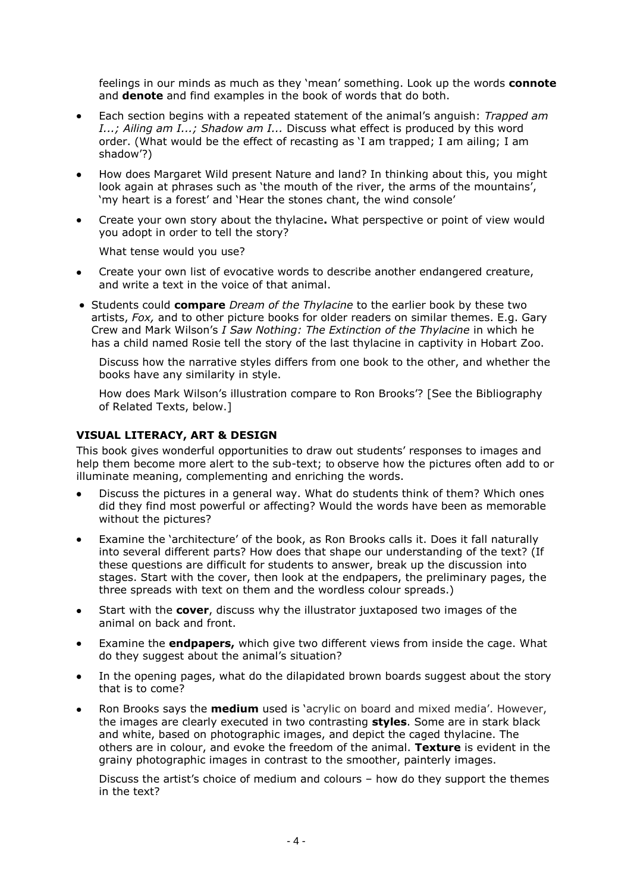feelings in our minds as much as they 'mean' something. Look up the words **connote** and **denote** and find examples in the book of words that do both.

- Each section begins with a repeated statement of the animal's anguish: *Trapped am I...; Ailing am I...; Shadow am I...* Discuss what effect is produced by this word order. (What would be the effect of recasting as 'I am trapped; I am ailing; I am shadow'?)
- How does Margaret Wild present Nature and land? In thinking about this, you might look again at phrases such as 'the mouth of the river, the arms of the mountains', 'my heart is a forest' and 'Hear the stones chant, the wind console'
- Create your own story about the thylacine**.** What perspective or point of view would you adopt in order to tell the story?

  What tense would you use?
- Create your own list of evocative words to describe another endangered creature, and write a text in the voice of that animal.
- Students could **compare** *Dream of the Thylacine* to the earlier book by these two artists, *Fox,* and to other picture books for older readers on similar themes. E.g. Gary Crew and Mark Wilson's *I Saw Nothing: The Extinction of the Thylacine* in which he has a child named Rosie tell the story of the last thylacine in captivity in Hobart Zoo.

  Discuss how the narrative styles differs from one book to the other, and whether the books have any similarity in style.

  How does Mark Wilson's illustration compare to Ron Brooks'? [See the Bibliography of Related Texts, below.]

### VISUAL LITERACY, ART & DESIGN

This book gives wonderful opportunities to draw out students' responses to images and help them become more alert to the sub-text; to observe how the pictures often add to or illuminate meaning, complementing and enriching the words.

- Discuss the pictures in a general way. What do students think of them? Which ones did they find most powerful or affecting? Would the words have been as memorable without the pictures?
- Examine the 'architecture' of the book, as Ron Brooks calls it. Does it fall naturally into several different parts? How does that shape our understanding of the text? (If these questions are difficult for students to answer, break up the discussion into stages. Start with the cover, then look at the endpapers, the preliminary pages, the three spreads with text on them and the wordless colour spreads.)
- Start with the **cover**, discuss why the illustrator juxtaposed two images of the animal on back and front.
- Examine the **endpapers,** which give two different views from inside the cage. What do they suggest about the animal's situation?
- In the opening pages, what do the dilapidated brown boards suggest about the story that is to come?
- Ron Brooks says the **medium** used is 'acrylic on board and mixed media'. However, the images are clearly executed in two contrasting **styles**. Some are in stark black and white, based on photographic images, and depict the caged thylacine. The others are in colour, and evoke the freedom of the animal. **Texture** is evident in the grainy photographic images in contrast to the smoother, painterly images.

  Discuss the artist's choice of medium and colours – how do they support the themes in the text?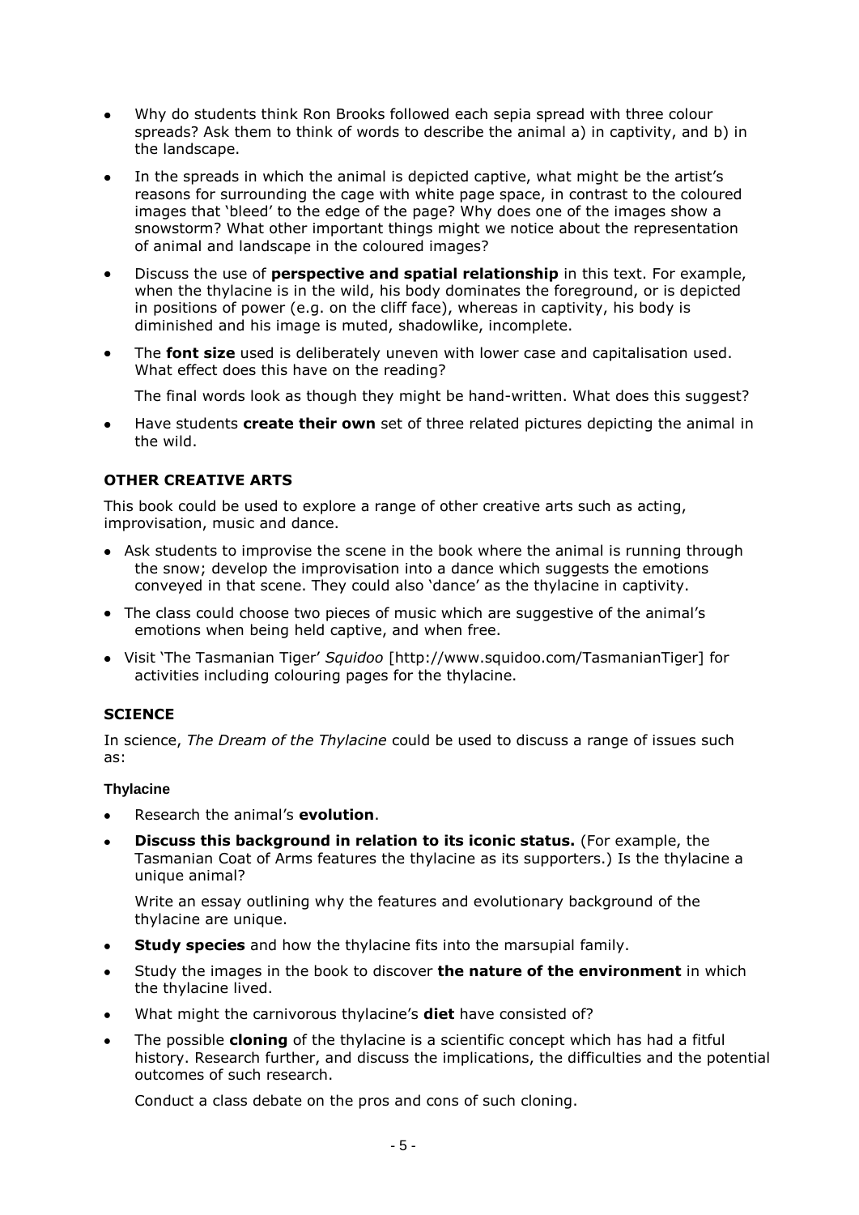- Why do students think Ron Brooks followed each sepia spread with three colour spreads? Ask them to think of words to describe the animal a) in captivity, and b) in the landscape.
- In the spreads in which the animal is depicted captive, what might be the artist's reasons for surrounding the cage with white page space, in contrast to the coloured images that 'bleed' to the edge of the page? Why does one of the images show a snowstorm? What other important things might we notice about the representation of animal and landscape in the coloured images?
- Discuss the use of **perspective and spatial relationship** in this text. For example, when the thylacine is in the wild, his body dominates the foreground, or is depicted in positions of power (e.g. on the cliff face), whereas in captivity, his body is diminished and his image is muted, shadowlike, incomplete.
- The **font size** used is deliberately uneven with lower case and capitalisation used. What effect does this have on the reading?

  The final words look as though they might be hand-written. What does this suggest?
- Have students **create their own** set of three related pictures depicting the animal in the wild.

### OTHER CREATIVE ARTS

This book could be used to explore a range of other creative arts such as acting, improvisation, music and dance.

- Ask students to improvise the scene in the book where the animal is running through the snow; develop the improvisation into a dance which suggests the emotions conveyed in that scene. They could also 'dance' as the thylacine in captivity.
- The class could choose two pieces of music which are suggestive of the animal's emotions when being held captive, and when free.
- Visit 'The Tasmanian Tiger' *Squidoo* [http://www.squidoo.com/TasmanianTiger] for activities including colouring pages for the thylacine.

### SCIENCE

In science, *The Dream of the Thylacine* could be used to discuss a range of issues such as:

#### Thylacine

- Research the animal's **evolution**.
- **Discuss this background in relation to its iconic status.** (For example, the Tasmanian Coat of Arms features the thylacine as its supporters.) Is the thylacine a unique animal?

  Write an essay outlining why the features and evolutionary background of the thylacine are unique.
- **Study species** and how the thylacine fits into the marsupial family.
- Study the images in the book to discover **the nature of the environment** in which the thylacine lived.
- What might the carnivorous thylacine's **diet** have consisted of?
- The possible **cloning** of the thylacine is a scientific concept which has had a fitful history. Research further, and discuss the implications, the difficulties and the potential outcomes of such research.

  Conduct a class debate on the pros and cons of such cloning.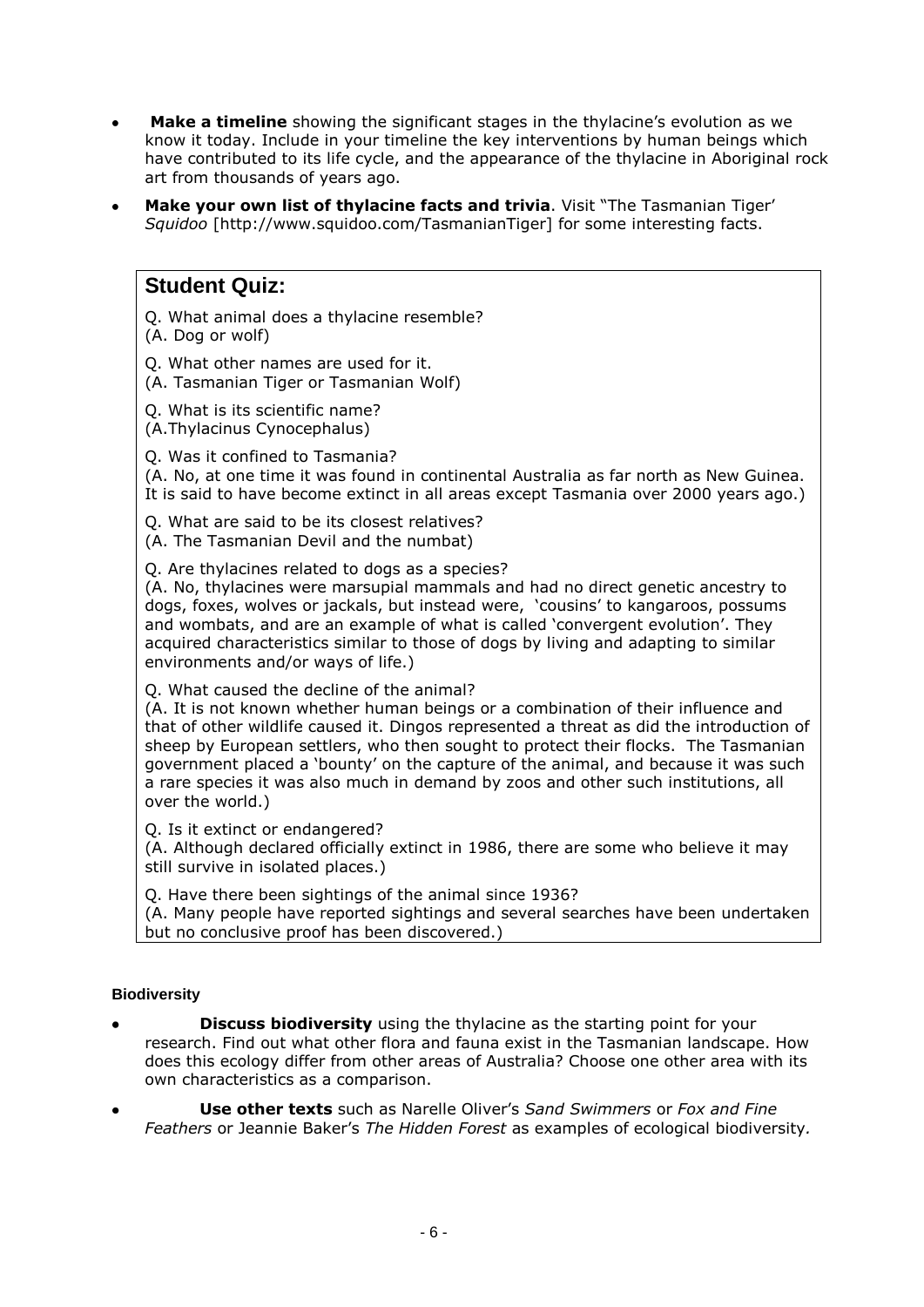- **Make a timeline** showing the significant stages in the thylacine's evolution as we know it today. Include in your timeline the key interventions by human beings which have contributed to its life cycle, and the appearance of the thylacine in Aboriginal rock art from thousands of years ago.
- **Make your own list of thylacine facts and trivia**. Visit "The Tasmanian Tiger' *Squidoo* [http://www.squidoo.com/TasmanianTiger] for some interesting facts.

## Student Quiz:

Q. What animal does a thylacine resemble?
(A. Dog or wolf)

Q. What other names are used for it.
(A. Tasmanian Tiger or Tasmanian Wolf)

Q. What is its scientific name?
(A.Thylacinus Cynocephalus)

Q. Was it confined to Tasmania?
(A. No, at one time it was found in continental Australia as far north as New Guinea. It is said to have become extinct in all areas except Tasmania over 2000 years ago.)

Q. What are said to be its closest relatives?
(A. The Tasmanian Devil and the numbat)

Q. Are thylacines related to dogs as a species?
(A. No, thylacines were marsupial mammals and had no direct genetic ancestry to dogs, foxes, wolves or jackals, but instead were, 'cousins' to kangaroos, possums and wombats, and are an example of what is called 'convergent evolution'. They acquired characteristics similar to those of dogs by living and adapting to similar environments and/or ways of life.)

Q. What caused the decline of the animal?
(A. It is not known whether human beings or a combination of their influence and that of other wildlife caused it. Dingos represented a threat as did the introduction of sheep by European settlers, who then sought to protect their flocks. The Tasmanian government placed a 'bounty' on the capture of the animal, and because it was such a rare species it was also much in demand by zoos and other such institutions, all over the world.)

Q. Is it extinct or endangered?
(A. Although declared officially extinct in 1986, there are some who believe it may still survive in isolated places.)

Q. Have there been sightings of the animal since 1936?
(A. Many people have reported sightings and several searches have been undertaken but no conclusive proof has been discovered.)

### Biodiversity

- **Discuss biodiversity** using the thylacine as the starting point for your research. Find out what other flora and fauna exist in the Tasmanian landscape. How does this ecology differ from other areas of Australia? Choose one other area with its own characteristics as a comparison.
- **Use other texts** such as Narelle Oliver's *Sand Swimmers* or *Fox and Fine Feathers* or Jeannie Baker's *The Hidden Forest* as examples of ecological biodiversity.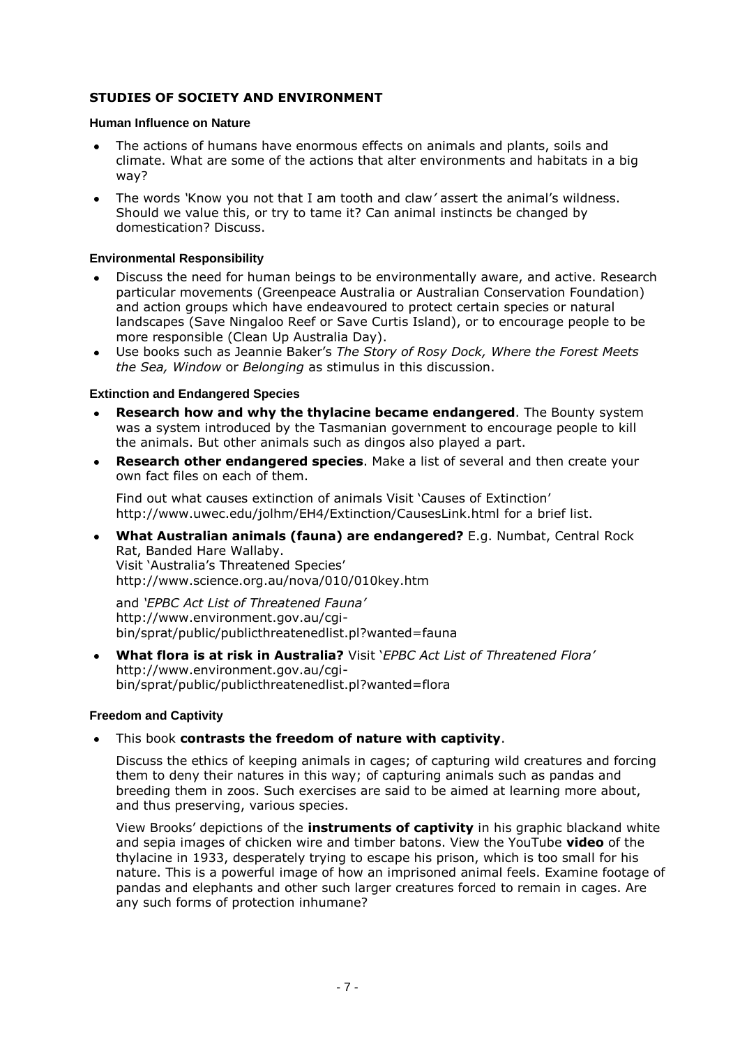## STUDIES OF SOCIETY AND ENVIRONMENT

### Human Influence on Nature

- The actions of humans have enormous effects on animals and plants, soils and climate. What are some of the actions that alter environments and habitats in a big way?
- The words *'Know you not that I am tooth and claw'* assert the animal's wildness. Should we value this, or try to tame it? Can animal instincts be changed by domestication? Discuss.

### Environmental Responsibility

- Discuss the need for human beings to be environmentally aware, and active. Research particular movements (Greenpeace Australia or Australian Conservation Foundation) and action groups which have endeavoured to protect certain species or natural landscapes (Save Ningaloo Reef or Save Curtis Island), or to encourage people to be more responsible (Clean Up Australia Day).
- Use books such as Jeannie Baker's *The Story of Rosy Dock, Where the Forest Meets the Sea, Window* or *Belonging* as stimulus in this discussion.

### Extinction and Endangered Species

- **Research how and why the thylacine became endangered**. The Bounty system was a system introduced by the Tasmanian government to encourage people to kill the animals. But other animals such as dingos also played a part.
- **Research other endangered species**. Make a list of several and then create your own fact files on each of them.

  Find out what causes extinction of animals Visit 'Causes of Extinction' http://www.uwec.edu/jolhm/EH4/Extinction/CausesLink.html for a brief list.

- **What Australian animals (fauna) are endangered?** E.g. Numbat, Central Rock Rat, Banded Hare Wallaby.
  Visit 'Australia's Threatened Species'
  http://www.science.org.au/nova/010/010key.htm

  and *'EPBC Act List of Threatened Fauna'*
  http://www.environment.gov.au/cgi-bin/sprat/public/publicthreatenedlist.pl?wanted=fauna

- **What flora is at risk in Australia?** Visit '*EPBC Act List of Threatened Flora'*
  http://www.environment.gov.au/cgi-bin/sprat/public/publicthreatenedlist.pl?wanted=flora

### Freedom and Captivity

- This book **contrasts the freedom of nature with captivity**.

  Discuss the ethics of keeping animals in cages; of capturing wild creatures and forcing them to deny their natures in this way; of capturing animals such as pandas and breeding them in zoos. Such exercises are said to be aimed at learning more about, and thus preserving, various species.

  View Brooks' depictions of the **instruments of captivity** in his graphic blackand white and sepia images of chicken wire and timber batons. View the YouTube **video** of the thylacine in 1933, desperately trying to escape his prison, which is too small for his nature. This is a powerful image of how an imprisoned animal feels. Examine footage of pandas and elephants and other such larger creatures forced to remain in cages. Are any such forms of protection inhumane?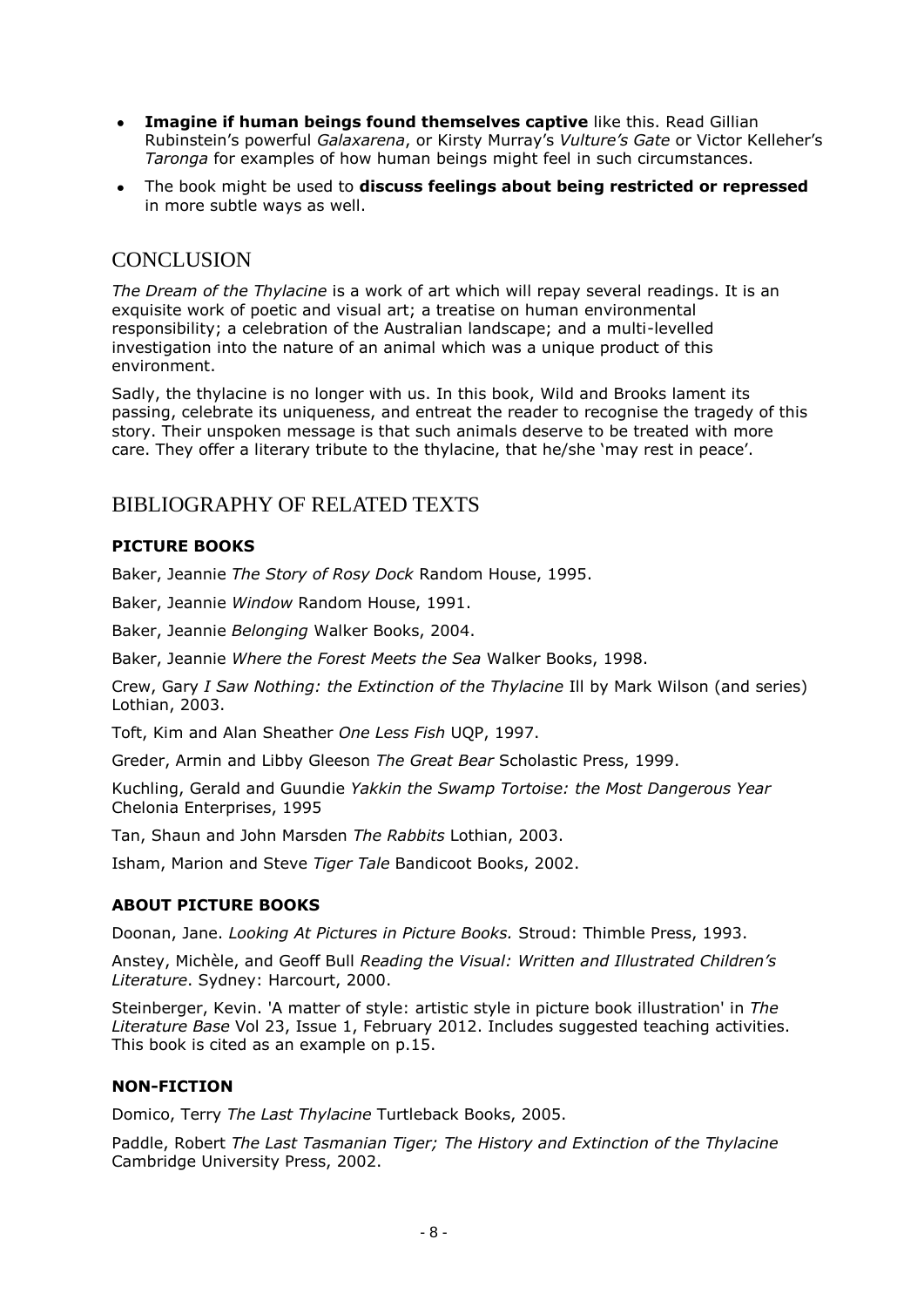- **Imagine if human beings found themselves captive** like this. Read Gillian Rubinstein's powerful *Galaxarena*, or Kirsty Murray's *Vulture's Gate* or Victor Kelleher's *Taronga* for examples of how human beings might feel in such circumstances.
- The book might be used to **discuss feelings about being restricted or repressed** in more subtle ways as well.

## CONCLUSION

*The Dream of the Thylacine* is a work of art which will repay several readings. It is an exquisite work of poetic and visual art; a treatise on human environmental responsibility; a celebration of the Australian landscape; and a multi-levelled investigation into the nature of an animal which was a unique product of this environment.

Sadly, the thylacine is no longer with us. In this book, Wild and Brooks lament its passing, celebrate its uniqueness, and entreat the reader to recognise the tragedy of this story. Their unspoken message is that such animals deserve to be treated with more care. They offer a literary tribute to the thylacine, that he/she 'may rest in peace'.

## BIBLIOGRAPHY OF RELATED TEXTS

### PICTURE BOOKS

Baker, Jeannie *The Story of Rosy Dock* Random House, 1995.

Baker, Jeannie *Window* Random House, 1991.

Baker, Jeannie *Belonging* Walker Books, 2004.

Baker, Jeannie *Where the Forest Meets the Sea* Walker Books, 1998.

Crew, Gary *I Saw Nothing: the Extinction of the Thylacine* Ill by Mark Wilson (and series) Lothian, 2003.

Toft, Kim and Alan Sheather *One Less Fish* UQP, 1997.

Greder, Armin and Libby Gleeson *The Great Bear* Scholastic Press, 1999.

Kuchling, Gerald and Guundie *Yakkin the Swamp Tortoise: the Most Dangerous Year* Chelonia Enterprises, 1995

Tan, Shaun and John Marsden *The Rabbits* Lothian, 2003.

Isham, Marion and Steve *Tiger Tale* Bandicoot Books, 2002.

### ABOUT PICTURE BOOKS

Doonan, Jane. *Looking At Pictures in Picture Books.* Stroud: Thimble Press, 1993.

Anstey, Michèle, and Geoff Bull *Reading the Visual: Written and Illustrated Children's Literature*. Sydney: Harcourt, 2000.

Steinberger, Kevin. 'A matter of style: artistic style in picture book illustration' in *The Literature Base* Vol 23, Issue 1, February 2012. Includes suggested teaching activities. This book is cited as an example on p.15.

### NON-FICTION

Domico, Terry *The Last Thylacine* Turtleback Books, 2005.

Paddle, Robert *The Last Tasmanian Tiger; The History and Extinction of the Thylacine* Cambridge University Press, 2002.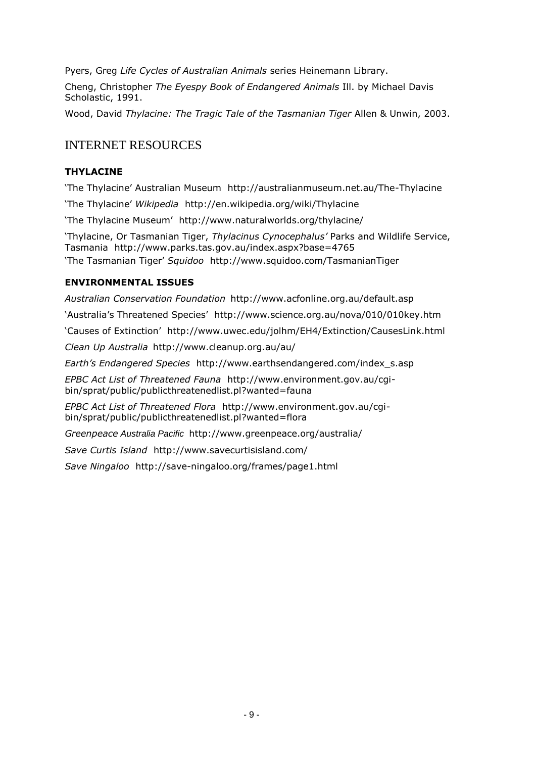Pyers, Greg *Life Cycles of Australian Animals* series Heinemann Library.

Cheng, Christopher *The Eyespy Book of Endangered Animals* Ill. by Michael Davis Scholastic, 1991.

Wood, David *Thylacine: The Tragic Tale of the Tasmanian Tiger* Allen & Unwin, 2003.

## INTERNET RESOURCES

### THYLACINE

'The Thylacine' Australian Museum http://australianmuseum.net.au/The-Thylacine

'The Thylacine' *Wikipedia* http://en.wikipedia.org/wiki/Thylacine

'The Thylacine Museum' http://www.naturalworlds.org/thylacine/

'Thylacine, Or Tasmanian Tiger, *Thylacinus Cynocephalus'* Parks and Wildlife Service, Tasmania http://www.parks.tas.gov.au/index.aspx?base=4765

'The Tasmanian Tiger' *Squidoo* http://www.squidoo.com/TasmanianTiger

### ENVIRONMENTAL ISSUES

*Australian Conservation Foundation* http://www.acfonline.org.au/default.asp

'Australia's Threatened Species' http://www.science.org.au/nova/010/010key.htm

'Causes of Extinction' http://www.uwec.edu/jolhm/EH4/Extinction/CausesLink.html

*Clean Up Australia* http://www.cleanup.org.au/au/

*Earth's Endangered Species* http://www.earthsendangered.com/index_s.asp

*EPBC Act List of Threatened Fauna* http://www.environment.gov.au/cgi-bin/sprat/public/publicthreatenedlist.pl?wanted=fauna

*EPBC Act List of Threatened Flora* http://www.environment.gov.au/cgi-bin/sprat/public/publicthreatenedlist.pl?wanted=flora

*Greenpeace Australia Pacific* http://www.greenpeace.org/australia/

*Save Curtis Island* http://www.savecurtisisland.com/

*Save Ningaloo* http://save-ningaloo.org/frames/page1.html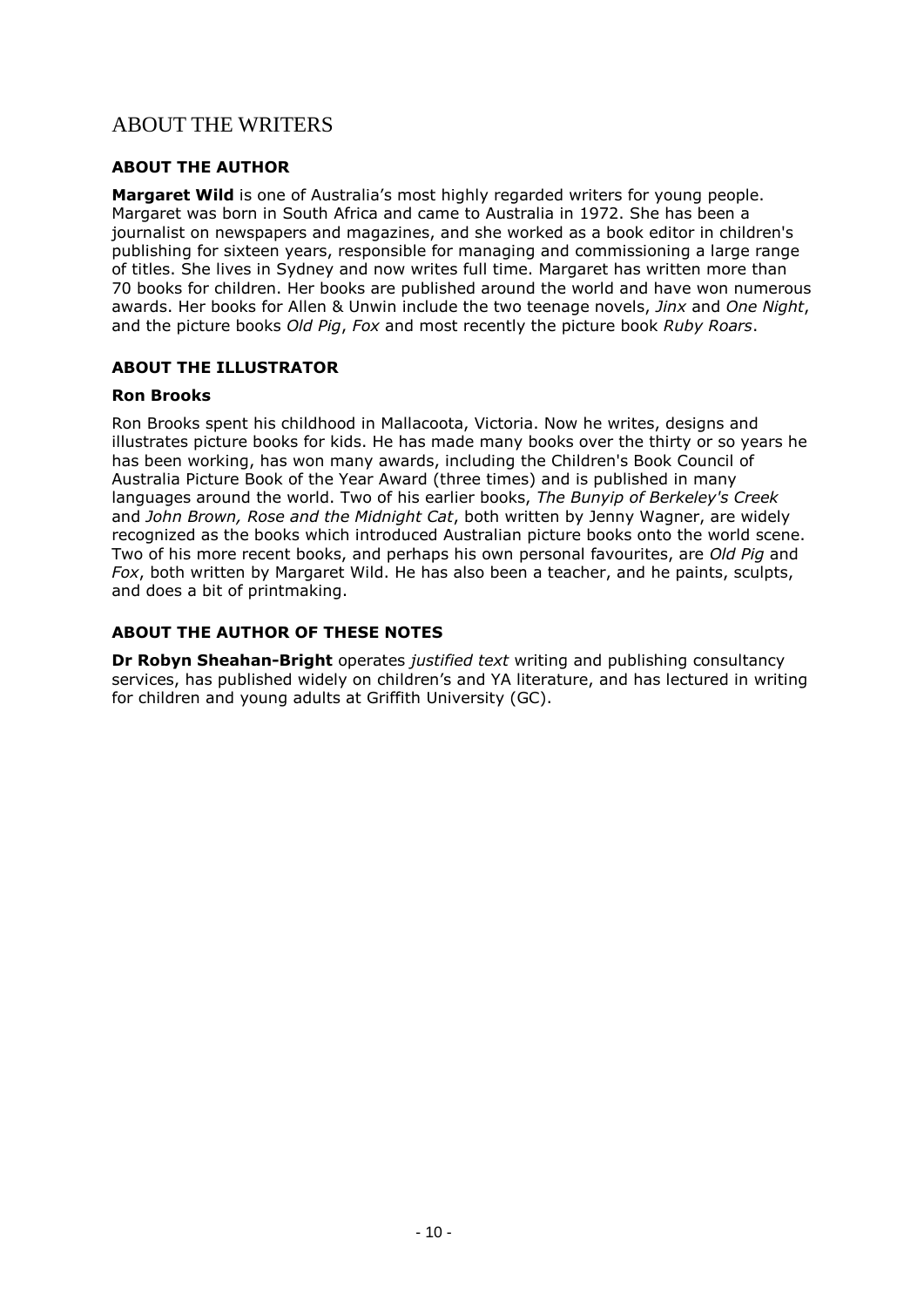# ABOUT THE WRITERS

### ABOUT THE AUTHOR

**Margaret Wild** is one of Australia's most highly regarded writers for young people. Margaret was born in South Africa and came to Australia in 1972. She has been a journalist on newspapers and magazines, and she worked as a book editor in children's publishing for sixteen years, responsible for managing and commissioning a large range of titles. She lives in Sydney and now writes full time. Margaret has written more than 70 books for children. Her books are published around the world and have won numerous awards. Her books for Allen & Unwin include the two teenage novels, *Jinx* and *One Night*, and the picture books *Old Pig*, *Fox* and most recently the picture book *Ruby Roars*.

### ABOUT THE ILLUSTRATOR

**Ron Brooks**

Ron Brooks spent his childhood in Mallacoota, Victoria. Now he writes, designs and illustrates picture books for kids. He has made many books over the thirty or so years he has been working, has won many awards, including the Children's Book Council of Australia Picture Book of the Year Award (three times) and is published in many languages around the world. Two of his earlier books, *The Bunyip of Berkeley's Creek* and *John Brown, Rose and the Midnight Cat*, both written by Jenny Wagner, are widely recognized as the books which introduced Australian picture books onto the world scene. Two of his more recent books, and perhaps his own personal favourites, are *Old Pig* and *Fox*, both written by Margaret Wild. He has also been a teacher, and he paints, sculpts, and does a bit of printmaking.

### ABOUT THE AUTHOR OF THESE NOTES

**Dr Robyn Sheahan-Bright** operates *justified text* writing and publishing consultancy services, has published widely on children's and YA literature, and has lectured in writing for children and young adults at Griffith University (GC).